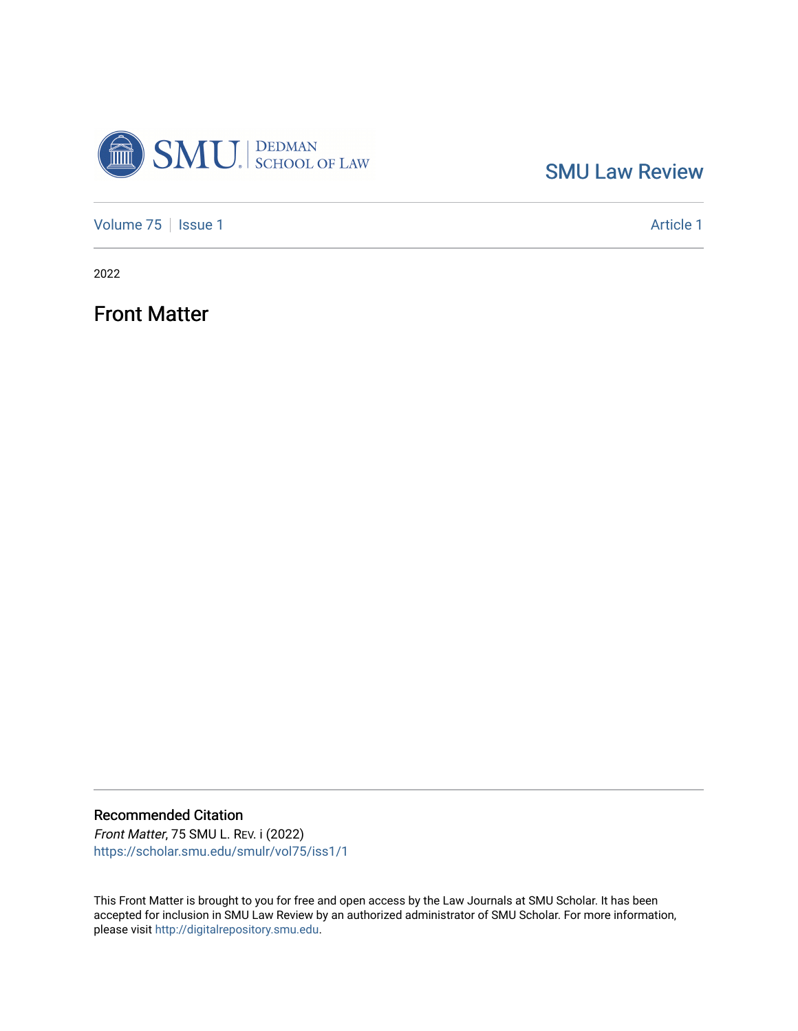SMU Dedman School of Law

SMU Law Review

Volume 75 | Issue 1 | Article 1

2022

# Front Matter

## Recommended Citation

*Front Matter*, 75 SMU L. Rev. i (2022)
https://scholar.smu.edu/smulr/vol75/iss1/1

This Front Matter is brought to you for free and open access by the Law Journals at SMU Scholar. It has been accepted for inclusion in SMU Law Review by an authorized administrator of SMU Scholar. For more information, please visit http://digitalrepository.smu.edu.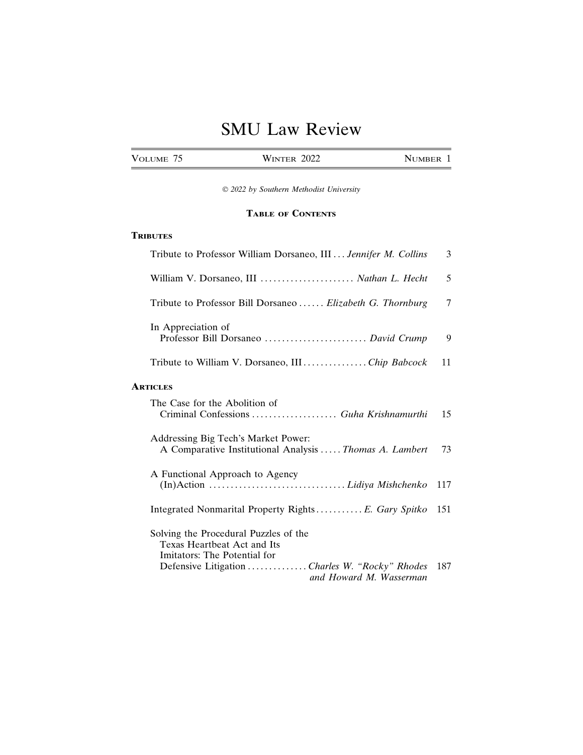# SMU Law Review

| VOLUME 75 | WINTER 2022 | NUMBER 1 |
|---|---|---|

*© 2022 by Southern Methodist University*

## TABLE OF CONTENTS

### TRIBUTES

Tribute to Professor William Dorsaneo, III . . . *Jennifer M. Collins* 3

William V. Dorsaneo, III . . . . . . . . . . . . . . . . . . . . . . *Nathan L. Hecht* 5

Tribute to Professor Bill Dorsaneo . . . . . . *Elizabeth G. Thornburg* 7

In Appreciation of Professor Bill Dorsaneo . . . . . . . . . . . . . . . . . . . . . . . . *David Crump* 9

Tribute to William V. Dorsaneo, III . . . . . . . . . . . . . . . *Chip Babcock* 11

### ARTICLES

The Case for the Abolition of Criminal Confessions . . . . . . . . . . . . . . . . . . . . *Guha Krishnamurthi* 15

Addressing Big Tech's Market Power: A Comparative Institutional Analysis . . . . . *Thomas A. Lambert* 73

A Functional Approach to Agency (In)Action . . . . . . . . . . . . . . . . . . . . . . . . . . . . . . . . *Lidiya Mishchenko* 117

Integrated Nonmarital Property Rights . . . . . . . . . . . *E. Gary Spitko* 151

Solving the Procedural Puzzles of the Texas Heartbeat Act and Its Imitators: The Potential for Defensive Litigation . . . . . . . . . . . . . *Charles W. "Rocky" Rhodes and Howard M. Wasserman* 187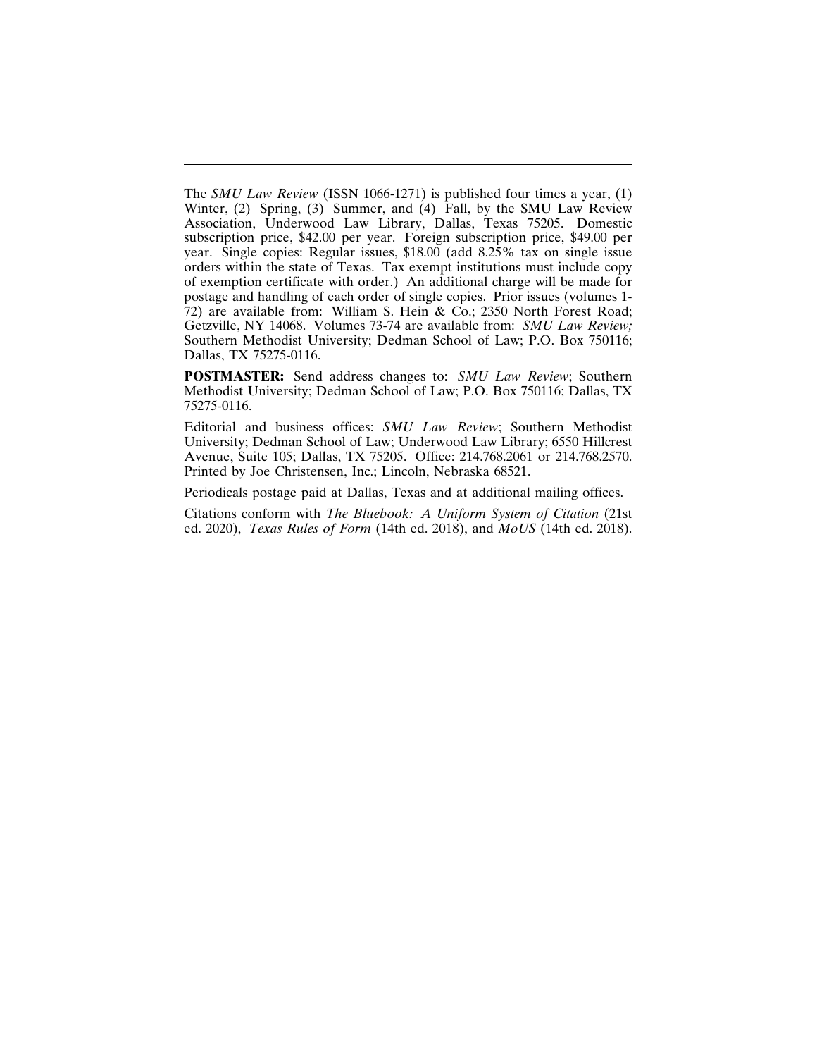---

The *SMU Law Review* (ISSN 1066-1271) is published four times a year, (1) Winter, (2) Spring, (3) Summer, and (4) Fall, by the SMU Law Review Association, Underwood Law Library, Dallas, Texas 75205. Domestic subscription price, $42.00 per year. Foreign subscription price, $49.00 per year. Single copies: Regular issues, $18.00 (add 8.25% tax on single issue orders within the state of Texas. Tax exempt institutions must include copy of exemption certificate with order.) An additional charge will be made for postage and handling of each order of single copies. Prior issues (volumes 1-72) are available from: William S. Hein & Co.; 2350 North Forest Road; Getzville, NY 14068. Volumes 73-74 are available from: *SMU Law Review;* Southern Methodist University; Dedman School of Law; P.O. Box 750116; Dallas, TX 75275-0116.

**POSTMASTER:** Send address changes to: *SMU Law Review*; Southern Methodist University; Dedman School of Law; P.O. Box 750116; Dallas, TX 75275-0116.

Editorial and business offices: *SMU Law Review*; Southern Methodist University; Dedman School of Law; Underwood Law Library; 6550 Hillcrest Avenue, Suite 105; Dallas, TX 75205. Office: 214.768.2061 or 214.768.2570. Printed by Joe Christensen, Inc.; Lincoln, Nebraska 68521.

Periodicals postage paid at Dallas, Texas and at additional mailing offices.

Citations conform with *The Bluebook: A Uniform System of Citation* (21st ed. 2020), *Texas Rules of Form* (14th ed. 2018), and *MoUS* (14th ed. 2018).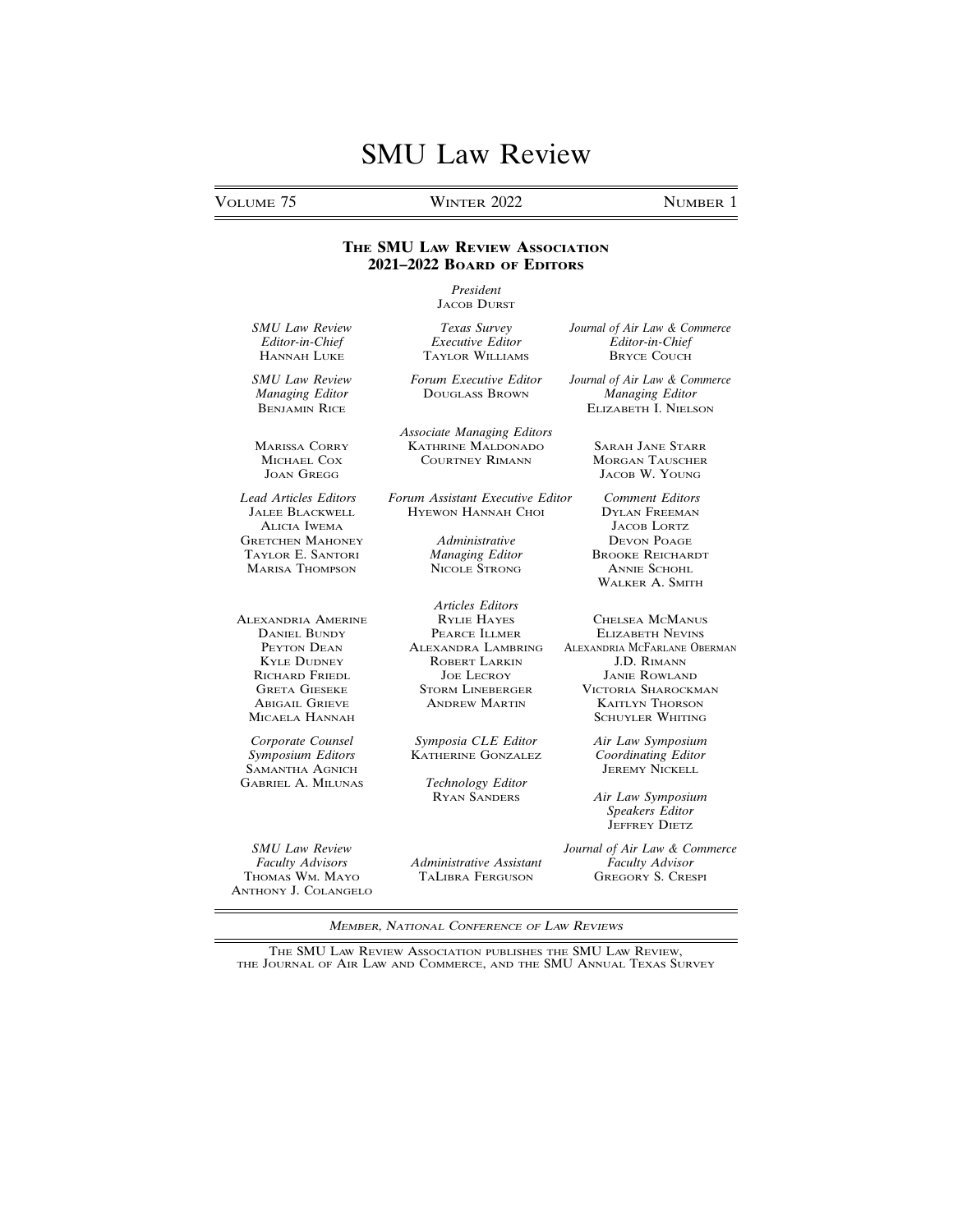# SMU Law Review

VOLUME 75 WINTER 2022 NUMBER 1

## THE SMU LAW REVIEW ASSOCIATION
## 2021–2022 BOARD OF EDITORS

*President*
JACOB DURST

*SMU Law Review Editor-in-Chief*
HANNAH LUKE

*Texas Survey Executive Editor*
TAYLOR WILLIAMS

*Journal of Air Law & Commerce Editor-in-Chief*
BRYCE COUCH

*SMU Law Review Managing Editor*
BENJAMIN RICE

*Forum Executive Editor*
DOUGLASS BROWN

*Journal of Air Law & Commerce Managing Editor*
ELIZABETH I. NIELSON

*Associate Managing Editors*
MARISSA CORRY
MICHAEL COX
JOAN GREGG
KATHRINE MALDONADO
COURTNEY RIMANN
SARAH JANE STARR
MORGAN TAUSCHER
JACOB W. YOUNG

*Lead Articles Editors*
JALEE BLACKWELL
ALICIA IWEMA
GRETCHEN MAHONEY
TAYLOR E. SANTORI
MARISA THOMPSON

*Forum Assistant Executive Editor*
HYEWON HANNAH CHOI

*Administrative Managing Editor*
NICOLE STRONG

*Comment Editors*
DYLAN FREEMAN
JACOB LORTZ
DEVON POAGE
BROOKE REICHARDT
ANNIE SCHOHL
WALKER A. SMITH

*Articles Editors*
ALEXANDRIA AMERINE
DANIEL BUNDY
PEYTON DEAN
KYLE DUDNEY
RICHARD FRIEDL
GRETA GIESEKE
ABIGAIL GRIEVE
MICAELA HANNAH
RYLIE HAYES
PEARCE ILLMER
ALEXANDRA LAMBRING
ROBERT LARKIN
JOE LECROY
STORM LINEBERGER
ANDREW MARTIN
CHELSEA MCMANUS
ELIZABETH NEVINS
ALEXANDRIA MCFARLANE OBERMAN
J.D. RIMANN
JANIE ROWLAND
VICTORIA SHAROCKMAN
KAITLYN THORSON
SCHUYLER WHITING

*Corporate Counsel Symposium Editors*
SAMANTHA AGNICH
GABRIEL A. MILUNAS

*Symposia CLE Editor*
KATHERINE GONZALEZ

*Technology Editor*
RYAN SANDERS

*Air Law Symposium Coordinating Editor*
JEREMY NICKELL

*Air Law Symposium Speakers Editor*
JEFFREY DIETZ

*SMU Law Review Faculty Advisors*
THOMAS WM. MAYO
ANTHONY J. COLANGELO

*Administrative Assistant*
TALIBRA FERGUSON

*Journal of Air Law & Commerce Faculty Advisor*
GREGORY S. CRESPI

*MEMBER, NATIONAL CONFERENCE OF LAW REVIEWS*

THE SMU LAW REVIEW ASSOCIATION PUBLISHES THE SMU LAW REVIEW, THE JOURNAL OF AIR LAW AND COMMERCE, AND THE SMU ANNUAL TEXAS SURVEY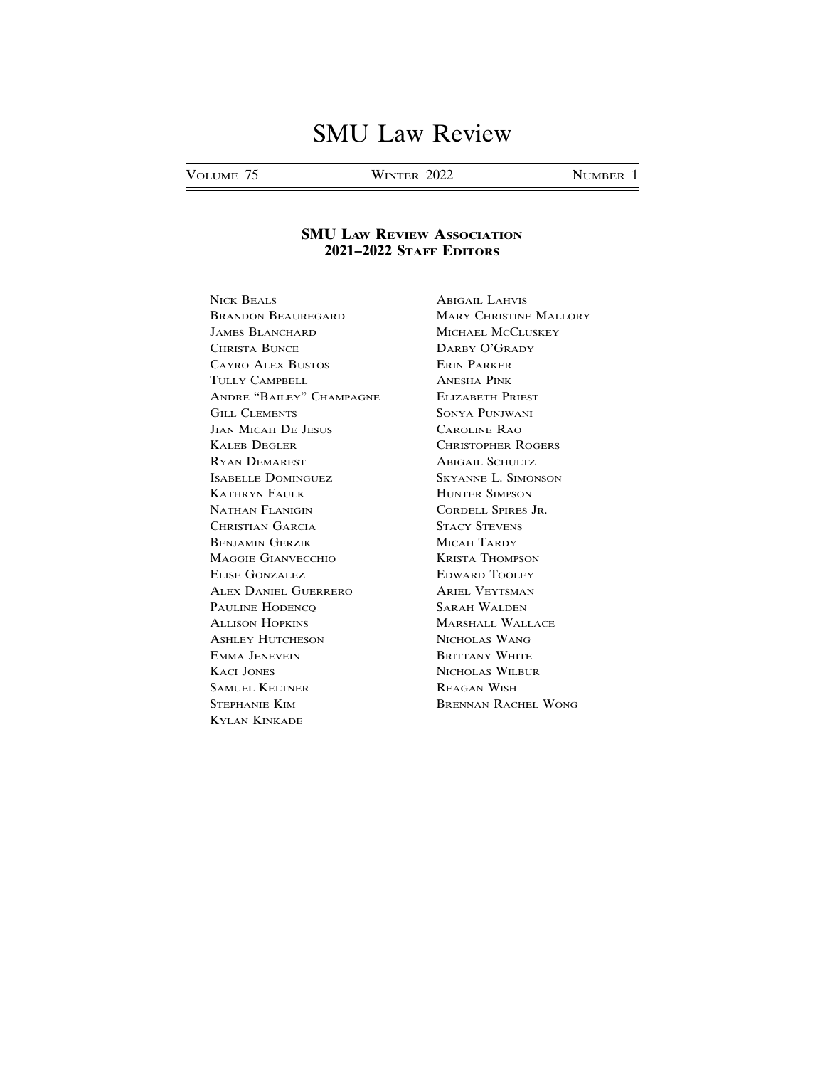# SMU Law Review

Volume 75 | Winter 2022 | Number 1

## SMU Law Review Association
## 2021–2022 Staff Editors

Nick Beals
Brandon Beauregard
James Blanchard
Christa Bunce
Cayro Alex Bustos
Tully Campbell
Andre "Bailey" Champagne
Gill Clements
Jian Micah De Jesus
Kaleb Degler
Ryan Demarest
Isabelle Dominguez
Kathryn Faulk
Nathan Flanigin
Christian Garcia
Benjamin Gerzik
Maggie Gianvecchio
Elise Gonzalez
Alex Daniel Guerrero
Pauline Hodencq
Allison Hopkins
Ashley Hutcheson
Emma Jenevein
Kaci Jones
Samuel Keltner
Stephanie Kim
Kylan Kinkade
Abigail Lahvis
Mary Christine Mallory
Michael McCluskey
Darby O'Grady
Erin Parker
Anesha Pink
Elizabeth Priest
Sonya Punjwani
Caroline Rao
Christopher Rogers
Abigail Schultz
Skyanne L. Simonson
Hunter Simpson
Cordell Spires Jr.
Stacy Stevens
Micah Tardy
Krista Thompson
Edward Tooley
Ariel Veytsman
Sarah Walden
Marshall Wallace
Nicholas Wang
Brittany White
Nicholas Wilbur
Reagan Wish
Brennan Rachel Wong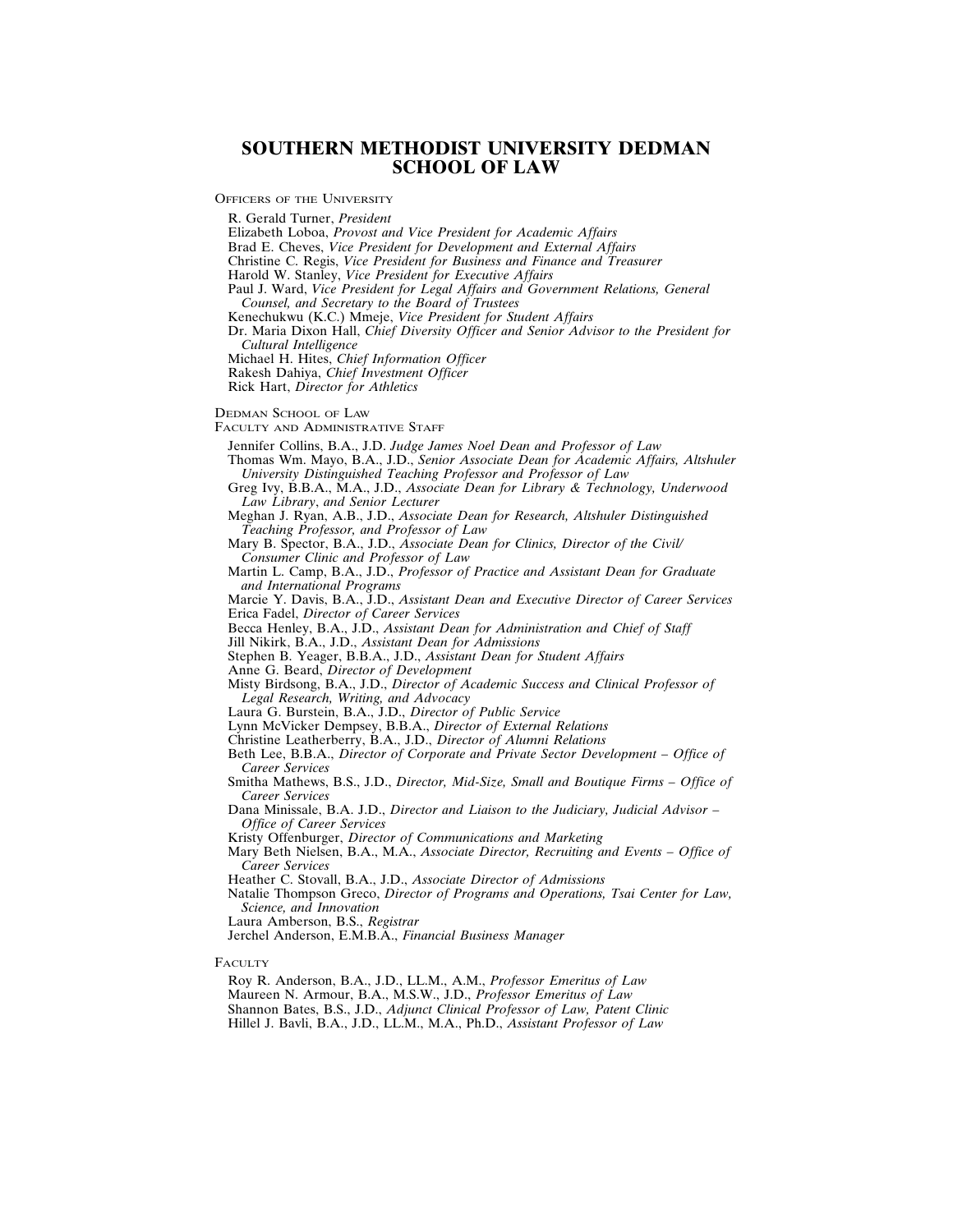# SOUTHERN METHODIST UNIVERSITY DEDMAN SCHOOL OF LAW

Officers of the University

R. Gerald Turner, *President*
Elizabeth Loboa, *Provost and Vice President for Academic Affairs*
Brad E. Cheves, *Vice President for Development and External Affairs*
Christine C. Regis, *Vice President for Business and Finance and Treasurer*
Harold W. Stanley, *Vice President for Executive Affairs*
Paul J. Ward, *Vice President for Legal Affairs and Government Relations, General Counsel, and Secretary to the Board of Trustees*
Kenechukwu (K.C.) Mmeje, *Vice President for Student Affairs*
Dr. Maria Dixon Hall, *Chief Diversity Officer and Senior Advisor to the President for Cultural Intelligence*
Michael H. Hites, *Chief Information Officer*
Rakesh Dahiya, *Chief Investment Officer*
Rick Hart, *Director for Athletics*

Dedman School of Law
Faculty and Administrative Staff

Jennifer Collins, B.A., J.D. *Judge James Noel Dean and Professor of Law*
Thomas Wm. Mayo, B.A., J.D., *Senior Associate Dean for Academic Affairs, Altshuler University Distinguished Teaching Professor and Professor of Law*
Greg Ivy, B.B.A., M.A., J.D., *Associate Dean for Library & Technology, Underwood Law Library, and Senior Lecturer*
Meghan J. Ryan, A.B., J.D., *Associate Dean for Research, Altshuler Distinguished Teaching Professor, and Professor of Law*
Mary B. Spector, B.A., J.D., *Associate Dean for Clinics, Director of the Civil/Consumer Clinic and Professor of Law*
Martin L. Camp, B.A., J.D., *Professor of Practice and Assistant Dean for Graduate and International Programs*
Marcie Y. Davis, B.A., J.D., *Assistant Dean and Executive Director of Career Services*
Erica Fadel, *Director of Career Services*
Becca Henley, B.A., J.D., *Assistant Dean for Administration and Chief of Staff*
Jill Nikirk, B.A., J.D., *Assistant Dean for Admissions*
Stephen B. Yeager, B.B.A., J.D., *Assistant Dean for Student Affairs*
Anne G. Beard, *Director of Development*
Misty Birdsong, B.A., J.D., *Director of Academic Success and Clinical Professor of Legal Research, Writing, and Advocacy*
Laura G. Burstein, B.A., J.D., *Director of Public Service*
Lynn McVicker Dempsey, B.B.A., *Director of External Relations*
Christine Leatherberry, B.A., J.D., *Director of Alumni Relations*
Beth Lee, B.B.A., *Director of Corporate and Private Sector Development – Office of Career Services*
Smitha Mathews, B.S., J.D., *Director, Mid-Size, Small and Boutique Firms – Office of Career Services*
Dana Minissale, B.A. J.D., *Director and Liaison to the Judiciary, Judicial Advisor – Office of Career Services*
Kristy Offenburger, *Director of Communications and Marketing*
Mary Beth Nielsen, B.A., M.A., *Associate Director, Recruiting and Events – Office of Career Services*
Heather C. Stovall, B.A., J.D., *Associate Director of Admissions*
Natalie Thompson Greco, *Director of Programs and Operations, Tsai Center for Law, Science, and Innovation*
Laura Amberson, B.S., *Registrar*
Jerchel Anderson, E.M.B.A., *Financial Business Manager*

Faculty

Roy R. Anderson, B.A., J.D., LL.M., A.M., *Professor Emeritus of Law*
Maureen N. Armour, B.A., M.S.W., J.D., *Professor Emeritus of Law*
Shannon Bates, B.S., J.D., *Adjunct Clinical Professor of Law, Patent Clinic*
Hillel J. Bavli, B.A., J.D., LL.M., M.A., Ph.D., *Assistant Professor of Law*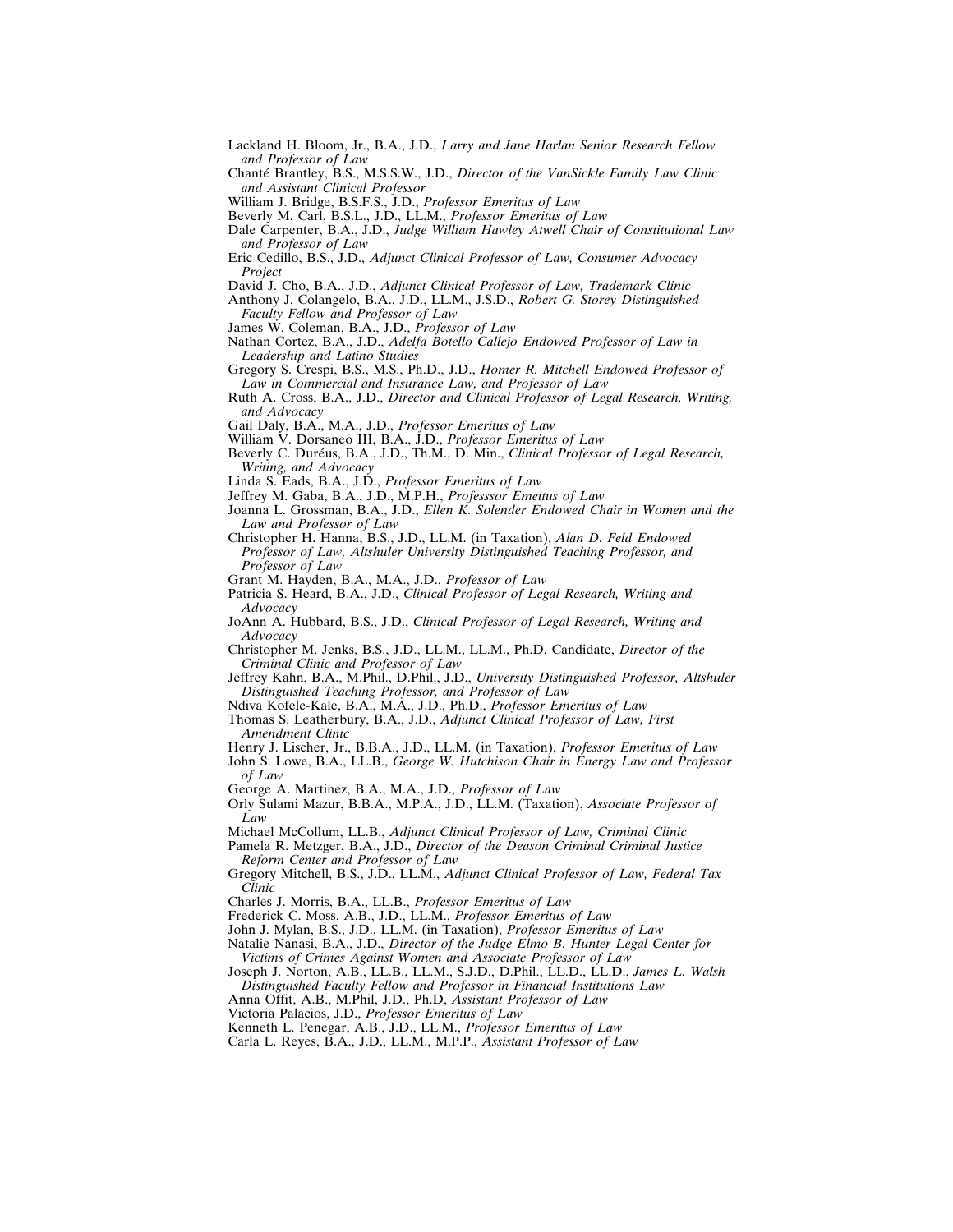Lackland H. Bloom, Jr., B.A., J.D., *Larry and Jane Harlan Senior Research Fellow and Professor of Law*

Chanté Brantley, B.S., M.S.S.W., J.D., *Director of the VanSickle Family Law Clinic and Assistant Clinical Professor*

William J. Bridge, B.S.F.S., J.D., *Professor Emeritus of Law*

Beverly M. Carl, B.S.L., J.D., LL.M., *Professor Emeritus of Law*

Dale Carpenter, B.A., J.D., *Judge William Hawley Atwell Chair of Constitutional Law and Professor of Law*

Eric Cedillo, B.S., J.D., *Adjunct Clinical Professor of Law, Consumer Advocacy Project*

David J. Cho, B.A., J.D., *Adjunct Clinical Professor of Law, Trademark Clinic*

Anthony J. Colangelo, B.A., J.D., LL.M., J.S.D., *Robert G. Storey Distinguished Faculty Fellow and Professor of Law*

James W. Coleman, B.A., J.D., *Professor of Law*

Nathan Cortez, B.A., J.D., *Adelfa Botello Callejo Endowed Professor of Law in Leadership and Latino Studies*

Gregory S. Crespi, B.S., M.S., Ph.D., J.D., *Homer R. Mitchell Endowed Professor of Law in Commercial and Insurance Law, and Professor of Law*

Ruth A. Cross, B.A., J.D., *Director and Clinical Professor of Legal Research, Writing, and Advocacy*

Gail Daly, B.A., M.A., J.D., *Professor Emeritus of Law*

William V. Dorsaneo III, B.A., J.D., *Professor Emeritus of Law*

Beverly C. Duréus, B.A., J.D., Th.M., D. Min., *Clinical Professor of Legal Research, Writing, and Advocacy*

Linda S. Eads, B.A., J.D., *Professor Emeritus of Law*

Jeffrey M. Gaba, B.A., J.D., M.P.H., *Professsor Emeitus of Law*

Joanna L. Grossman, B.A., J.D., *Ellen K. Solender Endowed Chair in Women and the Law and Professor of Law*

Christopher H. Hanna, B.S., J.D., LL.M. (in Taxation), *Alan D. Feld Endowed Professor of Law, Altshuler University Distinguished Teaching Professor, and Professor of Law*

Grant M. Hayden, B.A., M.A., J.D., *Professor of Law*

Patricia S. Heard, B.A., J.D., *Clinical Professor of Legal Research, Writing and Advocacy*

JoAnn A. Hubbard, B.S., J.D., *Clinical Professor of Legal Research, Writing and Advocacy*

Christopher M. Jenks, B.S., J.D., LL.M., LL.M., Ph.D. Candidate, *Director of the Criminal Clinic and Professor of Law*

Jeffrey Kahn, B.A., M.Phil., D.Phil., J.D., *University Distinguished Professor, Altshuler Distinguished Teaching Professor, and Professor of Law*

Ndiva Kofele-Kale, B.A., M.A., J.D., Ph.D., *Professor Emeritus of Law*

Thomas S. Leatherbury, B.A., J.D., *Adjunct Clinical Professor of Law, First Amendment Clinic*

Henry J. Lischer, Jr., B.B.A., J.D., LL.M. (in Taxation), *Professor Emeritus of Law*

John S. Lowe, B.A., LL.B., *George W. Hutchison Chair in Energy Law and Professor of Law*

George A. Martinez, B.A., M.A., J.D., *Professor of Law*

Orly Sulami Mazur, B.B.A., M.P.A., J.D., LL.M. (Taxation), *Associate Professor of Law*

Michael McCollum, LL.B., *Adjunct Clinical Professor of Law, Criminal Clinic*

Pamela R. Metzger, B.A., J.D., *Director of the Deason Criminal Criminal Justice Reform Center and Professor of Law*

Gregory Mitchell, B.S., J.D., LL.M., *Adjunct Clinical Professor of Law, Federal Tax Clinic*

Charles J. Morris, B.A., LL.B., *Professor Emeritus of Law*

Frederick C. Moss, A.B., J.D., LL.M., *Professor Emeritus of Law*

John J. Mylan, B.S., J.D., LL.M. (in Taxation), *Professor Emeritus of Law*

Natalie Nanasi, B.A., J.D., *Director of the Judge Elmo B. Hunter Legal Center for Victims of Crimes Against Women and Associate Professor of Law*

Joseph J. Norton, A.B., LL.B., LL.M., S.J.D., D.Phil., LL.D., LL.D., *James L. Walsh Distinguished Faculty Fellow and Professor in Financial Institutions Law*

Anna Offit, A.B., M.Phil, J.D., Ph.D, *Assistant Professor of Law*

Victoria Palacios, J.D., *Professor Emeritus of Law*

Kenneth L. Penegar, A.B., J.D., LL.M., *Professor Emeritus of Law*

Carla L. Reyes, B.A., J.D., LL.M., M.P.P., *Assistant Professor of Law*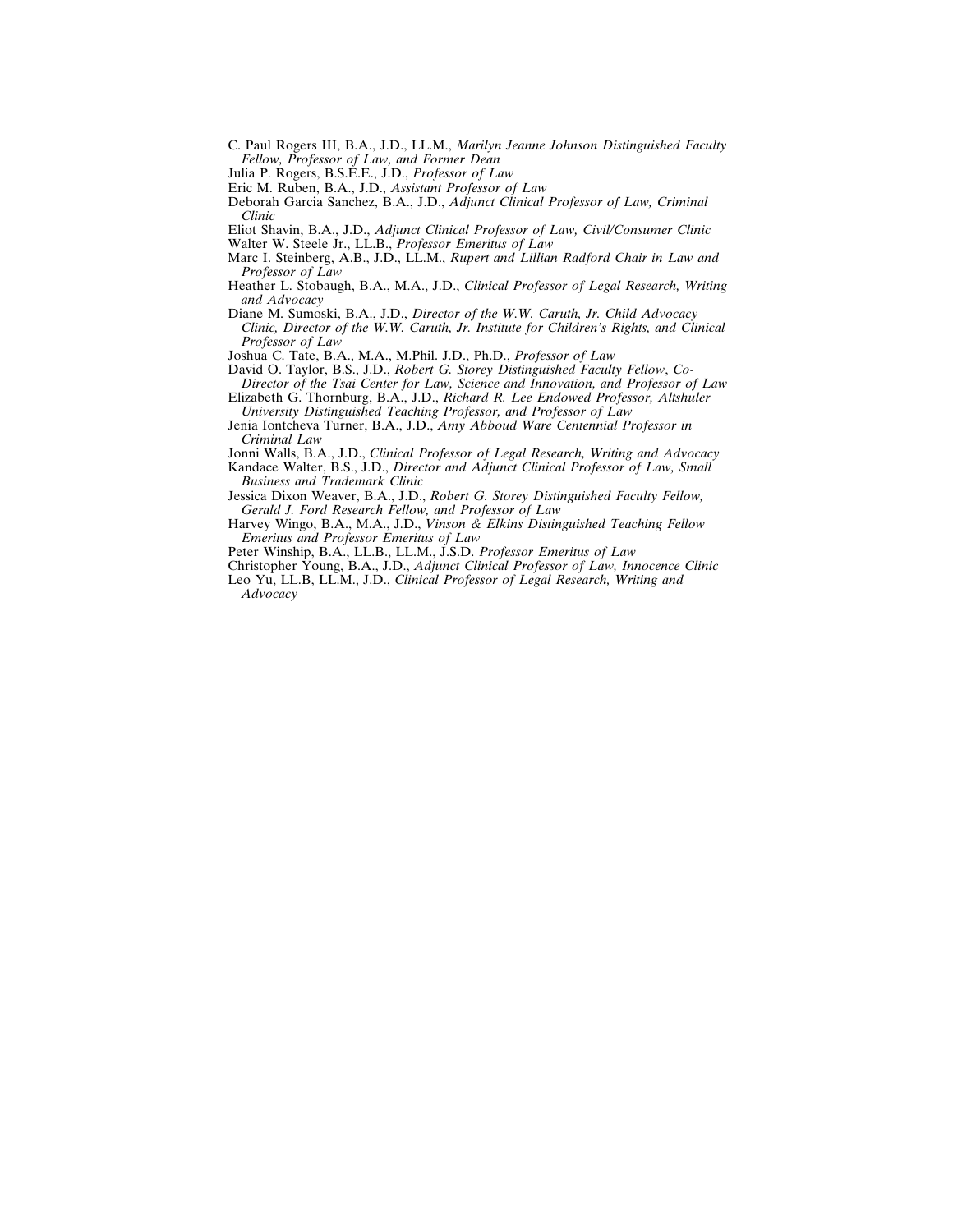C. Paul Rogers III, B.A., J.D., LL.M., *Marilyn Jeanne Johnson Distinguished Faculty Fellow, Professor of Law, and Former Dean*

Julia P. Rogers, B.S.E.E., J.D., *Professor of Law*

Eric M. Ruben, B.A., J.D., *Assistant Professor of Law*

Deborah Garcia Sanchez, B.A., J.D., *Adjunct Clinical Professor of Law, Criminal Clinic*

Eliot Shavin, B.A., J.D., *Adjunct Clinical Professor of Law, Civil/Consumer Clinic*

Walter W. Steele Jr., LL.B., *Professor Emeritus of Law*

Marc I. Steinberg, A.B., J.D., LL.M., *Rupert and Lillian Radford Chair in Law and Professor of Law*

Heather L. Stobaugh, B.A., M.A., J.D., *Clinical Professor of Legal Research, Writing and Advocacy*

Diane M. Sumoski, B.A., J.D., *Director of the W.W. Caruth, Jr. Child Advocacy Clinic, Director of the W.W. Caruth, Jr. Institute for Children's Rights, and Clinical Professor of Law*

Joshua C. Tate, B.A., M.A., M.Phil. J.D., Ph.D., *Professor of Law*

David O. Taylor, B.S., J.D., *Robert G. Storey Distinguished Faculty Fellow, Co-Director of the Tsai Center for Law, Science and Innovation, and Professor of Law*

Elizabeth G. Thornburg, B.A., J.D., *Richard R. Lee Endowed Professor, Altshuler University Distinguished Teaching Professor, and Professor of Law*

Jenia Iontcheva Turner, B.A., J.D., *Amy Abboud Ware Centennial Professor in Criminal Law*

Jonni Walls, B.A., J.D., *Clinical Professor of Legal Research, Writing and Advocacy*

Kandace Walter, B.S., J.D., *Director and Adjunct Clinical Professor of Law, Small Business and Trademark Clinic*

Jessica Dixon Weaver, B.A., J.D., *Robert G. Storey Distinguished Faculty Fellow, Gerald J. Ford Research Fellow, and Professor of Law*

Harvey Wingo, B.A., M.A., J.D., *Vinson & Elkins Distinguished Teaching Fellow Emeritus and Professor Emeritus of Law*

Peter Winship, B.A., LL.B., LL.M., J.S.D. *Professor Emeritus of Law*

Christopher Young, B.A., J.D., *Adjunct Clinical Professor of Law, Innocence Clinic*

Leo Yu, LL.B, LL.M., J.D., *Clinical Professor of Legal Research, Writing and Advocacy*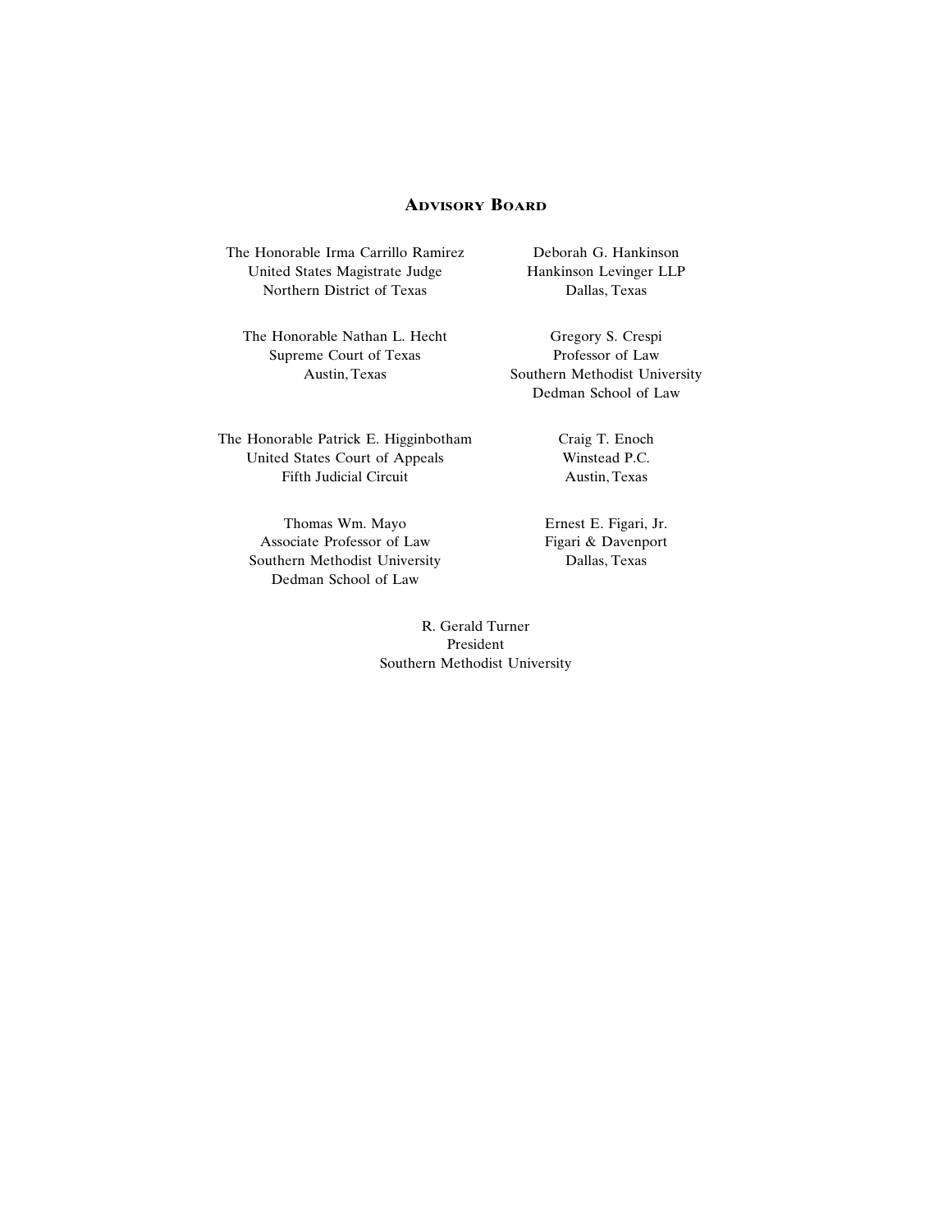## Advisory Board

The Honorable Irma Carrillo Ramirez
United States Magistrate Judge
Northern District of Texas

Deborah G. Hankinson
Hankinson Levinger LLP
Dallas, Texas

The Honorable Nathan L. Hecht
Supreme Court of Texas
Austin, Texas

Gregory S. Crespi
Professor of Law
Southern Methodist University
Dedman School of Law

The Honorable Patrick E. Higginbotham
United States Court of Appeals
Fifth Judicial Circuit

Craig T. Enoch
Winstead P.C.
Austin, Texas

Thomas Wm. Mayo
Associate Professor of Law
Southern Methodist University
Dedman School of Law

Ernest E. Figari, Jr.
Figari & Davenport
Dallas, Texas

R. Gerald Turner
President
Southern Methodist University